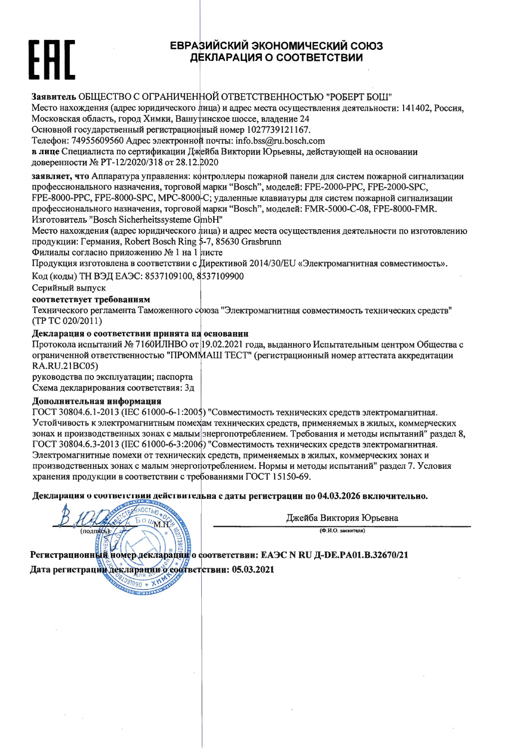ЕАС

# ЕВРАЗИЙСКИЙ ЭКОНОМИЧЕСКИЙ СОЮЗ
# ДЕКЛАРАЦИЯ О СООТВЕТСТВИИ

**Заявитель** ОБЩЕСТВО С ОГРАНИЧЕННОЙ ОТВЕТСТВЕННОСТЬЮ "РОБЕРТ БОШ"
Место нахождения (адрес юридического лица) и адрес места осуществления деятельности: 141402, Россия, Московская область, город Химки, Вашутинское шоссе, владение 24
Основной государственный регистрационный номер 1027739121167.
Телефон: 74955609560 Адрес электронной почты: info.bss@ru.bosch.com
**в лице** Специалиста по сертификации Джейба Виктории Юрьевны, действующей на основании доверенности № РТ-12/2020/318 от 28.12.2020

**заявляет, что** Аппаратура управления: контроллеры пожарной панели для систем пожарной сигнализации профессионального назначения, торговой марки "Bosch", моделей: FPE-2000-PPC, FPE-2000-SPC, FPE-8000-PPC, FPE-8000-SPC, MPC-8000-C; удаленные клавиатуры для систем пожарной сигнализации профессионального назначения, торговой марки "Bosch", моделей: FMR-5000-C-08, FPE-8000-FMR.
Изготовитель "Bosch Sicherheitssysteme GmbH"
Место нахождения (адрес юридического лица) и адрес места осуществления деятельности по изготовлению продукции: Германия, Robert Bosch Ring 5-7, 85630 Grasbrunn
Филиалы согласно приложению № 1 на 1 листе
Продукция изготовлена в соответствии с Директивой 2014/30/EU «Электромагнитная совместимость».
Код (коды) ТН ВЭД ЕАЭС: 8537109100, 8537109900
Серийный выпуск

**соответствует требованиям**
Технического регламента Таможенного союза "Электромагнитная совместимость технических средств" (ТР ТС 020/2011)

**Декларация о соответствии принята на основании**
Протокола испытаний № 7160ИЛНВО от 19.02.2021 года, выданного Испытательным центром Общества с ограниченной ответственностью "ПРОММАШ ТЕСТ" (регистрационный номер аттестата аккредитации RA.RU.21BC05)
руководства по эксплуатации; паспорта
Схема декларирования соответствия: 3д

**Дополнительная информация**
ГОСТ 30804.6.1-2013 (IEC 61000-6-1:2005) "Совместимость технических средств электромагнитная. Устойчивость к электромагнитным помехам технических средств, применяемых в жилых, коммерческих зонах и производственных зонах с малым энергопотреблением. Требования и методы испытаний" раздел 8, ГОСТ 30804.6.3-2013 (IEC 61000-6-3:2006) "Совместимость технических средств электромагнитная. Электромагнитные помехи от технических средств, применяемых в жилых, коммерческих зонах и производственных зонах с малым энергопотреблением. Нормы и методы испытаний" раздел 7. Условия хранения продукции в соответствии с требованиями ГОСТ 15150-69.

**Декларация о соответствии действительна с даты регистрации по 04.03.2026 включительно.**

(подпись) М.П.

Джейба Виктория Юрьевна
(Ф.И.О. заявителя)

**Регистрационный номер декларации о соответствии: ЕАЭС N RU Д-DE.PA01.B.32670/21**
**Дата регистрации декларации о соответствии: 05.03.2021**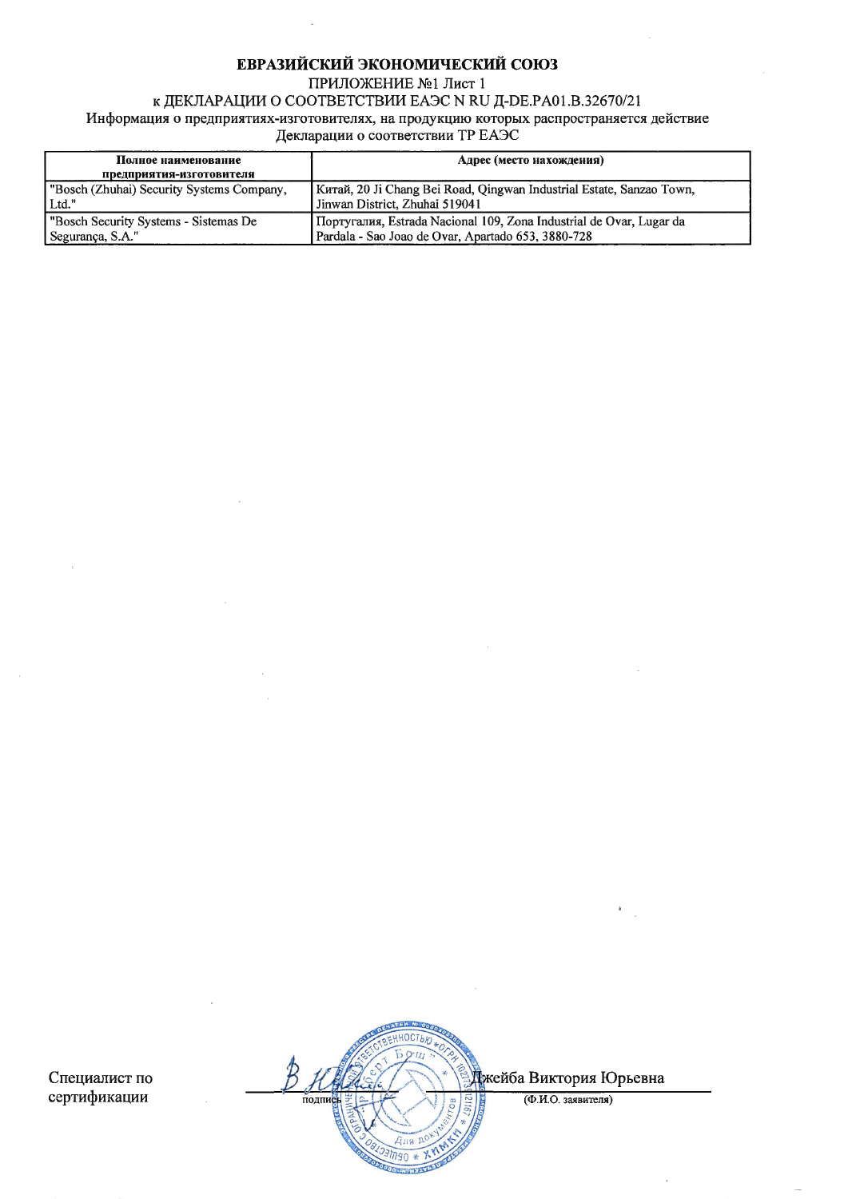**ЕВРАЗИЙСКИЙ ЭКОНОМИЧЕСКИЙ СОЮЗ**

ПРИЛОЖЕНИЕ №1 Лист 1

к ДЕКЛАРАЦИИ О СООТВЕТСТВИИ ЕАЭС N RU Д-DE.PA01.B.32670/21

Информация о предприятиях-изготовителях, на продукцию которых распространяется действие Декларации о соответствии ТР ЕАЭС

| Полное наименование предприятия-изготовителя | Адрес (место нахождения) |
|---|---|
| "Bosch (Zhuhai) Security Systems Company, Ltd." | Китай, 20 Ji Chang Bei Road, Qingwan Industrial Estate, Sanzao Town, Jinwan District, Zhuhai 519041 |
| "Bosch Security Systems - Sistemas De Segurança, S.A." | Португалия, Estrada Nacional 109, Zona Industrial de Ovar, Lugar da Pardala - Sao Joao de Ovar, Apartado 653, 3880-728 |

Специалист по сертификации ____________ Джейба Виктория Юрьевна

подпись (Ф.И.О. заявителя)